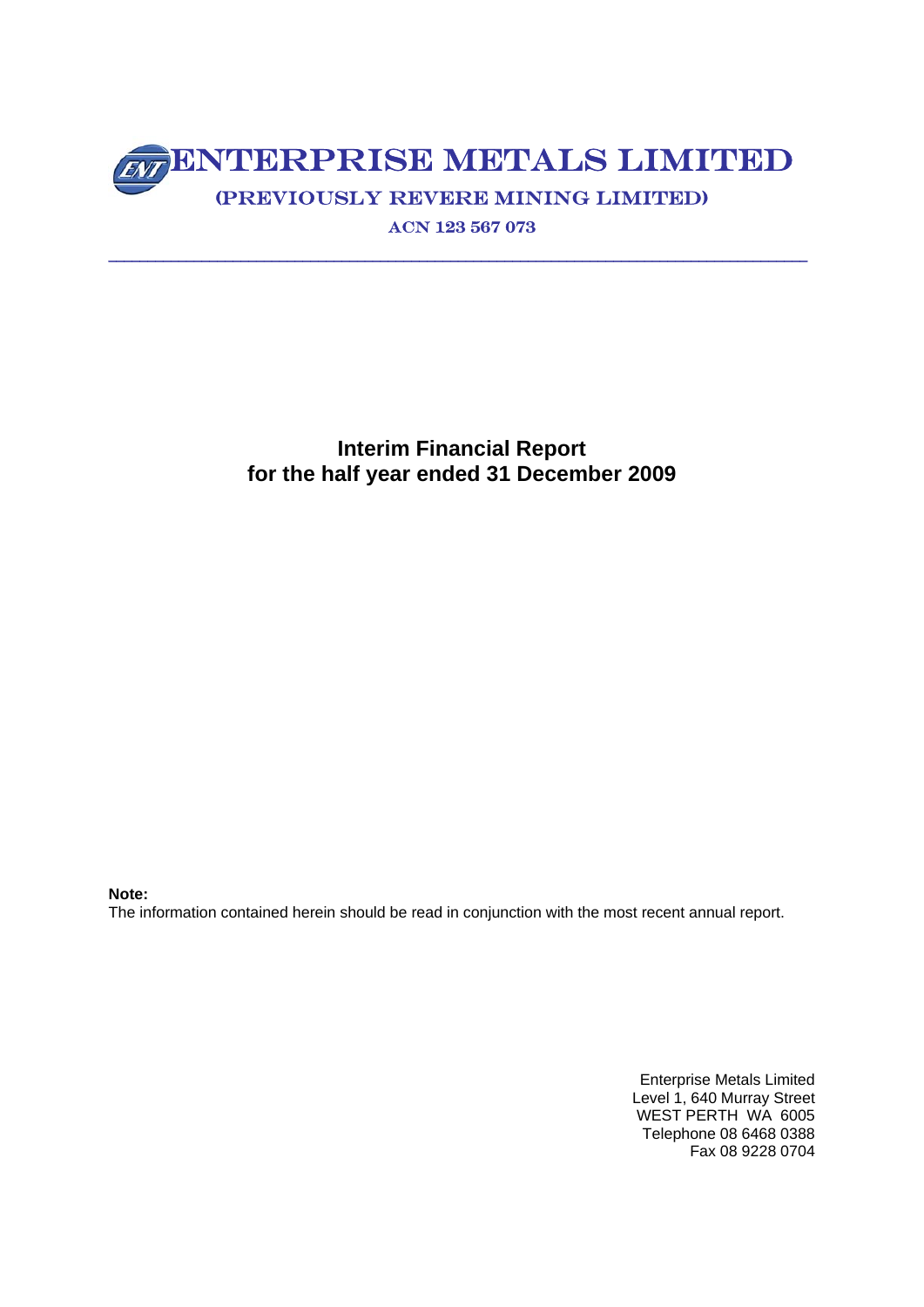# ENTERPRISE METALS LIMITED

## (PREVIOUSLY REVERE MINING LIMITED)

ACN 123 567 073

---

**Interim Financial Report**
**for the half year ended 31 December 2009**

**Note:**
The information contained herein should be read in conjunction with the most recent annual report.

Enterprise Metals Limited
Level 1, 640 Murray Street
WEST PERTH WA 6005
Telephone 08 6468 0388
Fax 08 9228 0704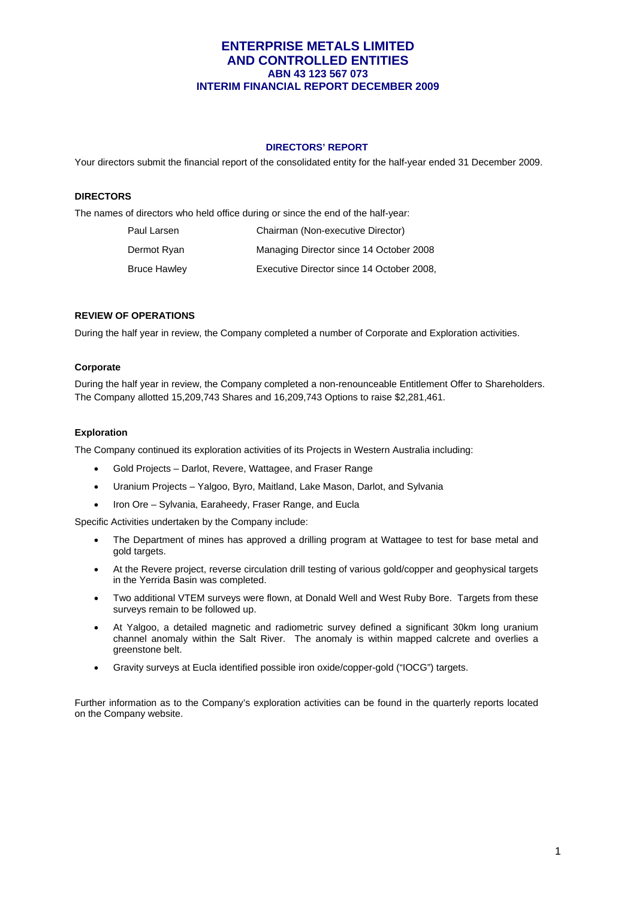# ENTERPRISE METALS LIMITED
# AND CONTROLLED ENTITIES
### ABN 43 123 567 073
### INTERIM FINANCIAL REPORT DECEMBER 2009

## DIRECTORS' REPORT

Your directors submit the financial report of the consolidated entity for the half-year ended 31 December 2009.

### DIRECTORS

The names of directors who held office during or since the end of the half-year:

| | |
|---|---|
| Paul Larsen | Chairman (Non-executive Director) |
| Dermot Ryan | Managing Director since 14 October 2008 |
| Bruce Hawley | Executive Director since 14 October 2008, |

### REVIEW OF OPERATIONS

During the half year in review, the Company completed a number of Corporate and Exploration activities.

#### Corporate

During the half year in review, the Company completed a non-renounceable Entitlement Offer to Shareholders. The Company allotted 15,209,743 Shares and 16,209,743 Options to raise $2,281,461.

#### Exploration

The Company continued its exploration activities of its Projects in Western Australia including:

- Gold Projects – Darlot, Revere, Wattagee, and Fraser Range
- Uranium Projects – Yalgoo, Byro, Maitland, Lake Mason, Darlot, and Sylvania
- Iron Ore – Sylvania, Earaheedy, Fraser Range, and Eucla

Specific Activities undertaken by the Company include:

- The Department of mines has approved a drilling program at Wattagee to test for base metal and gold targets.
- At the Revere project, reverse circulation drill testing of various gold/copper and geophysical targets in the Yerrida Basin was completed.
- Two additional VTEM surveys were flown, at Donald Well and West Ruby Bore. Targets from these surveys remain to be followed up.
- At Yalgoo, a detailed magnetic and radiometric survey defined a significant 30km long uranium channel anomaly within the Salt River. The anomaly is within mapped calcrete and overlies a greenstone belt.
- Gravity surveys at Eucla identified possible iron oxide/copper-gold ("IOCG") targets.

Further information as to the Company's exploration activities can be found in the quarterly reports located on the Company website.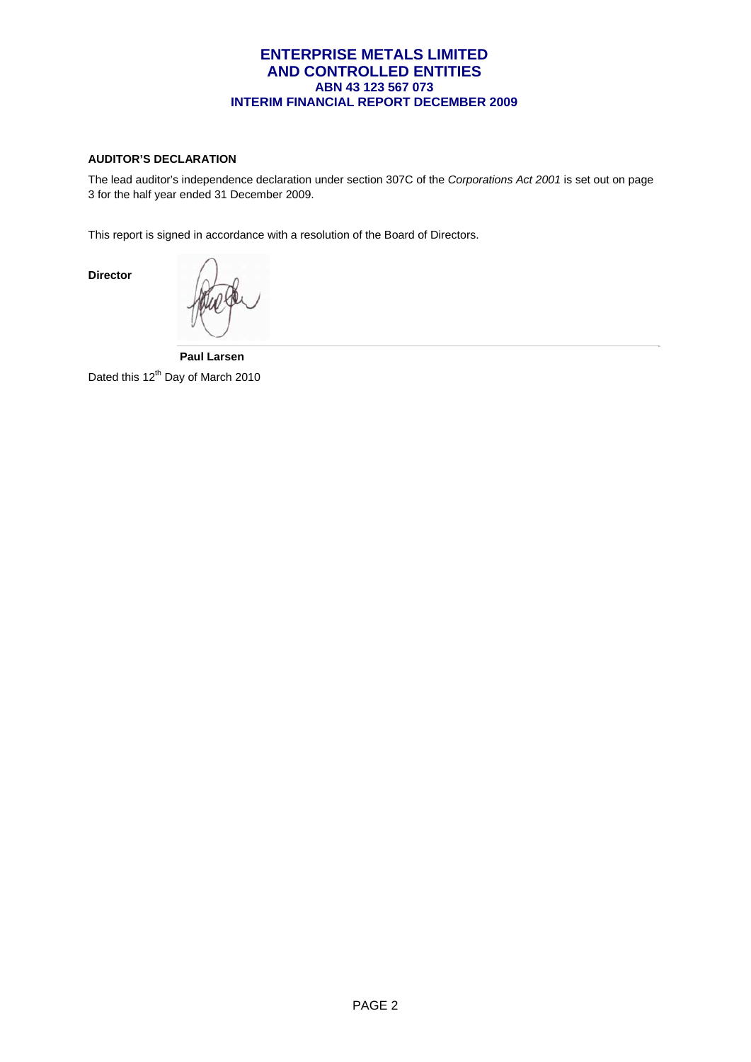**AUDITOR'S DECLARATION**

The lead auditor's independence declaration under section 307C of the *Corporations Act 2001* is set out on page 3 for the half year ended 31 December 2009.

This report is signed in accordance with a resolution of the Board of Directors.

**Director**

**Paul Larsen**

Dated this 12th Day of March 2010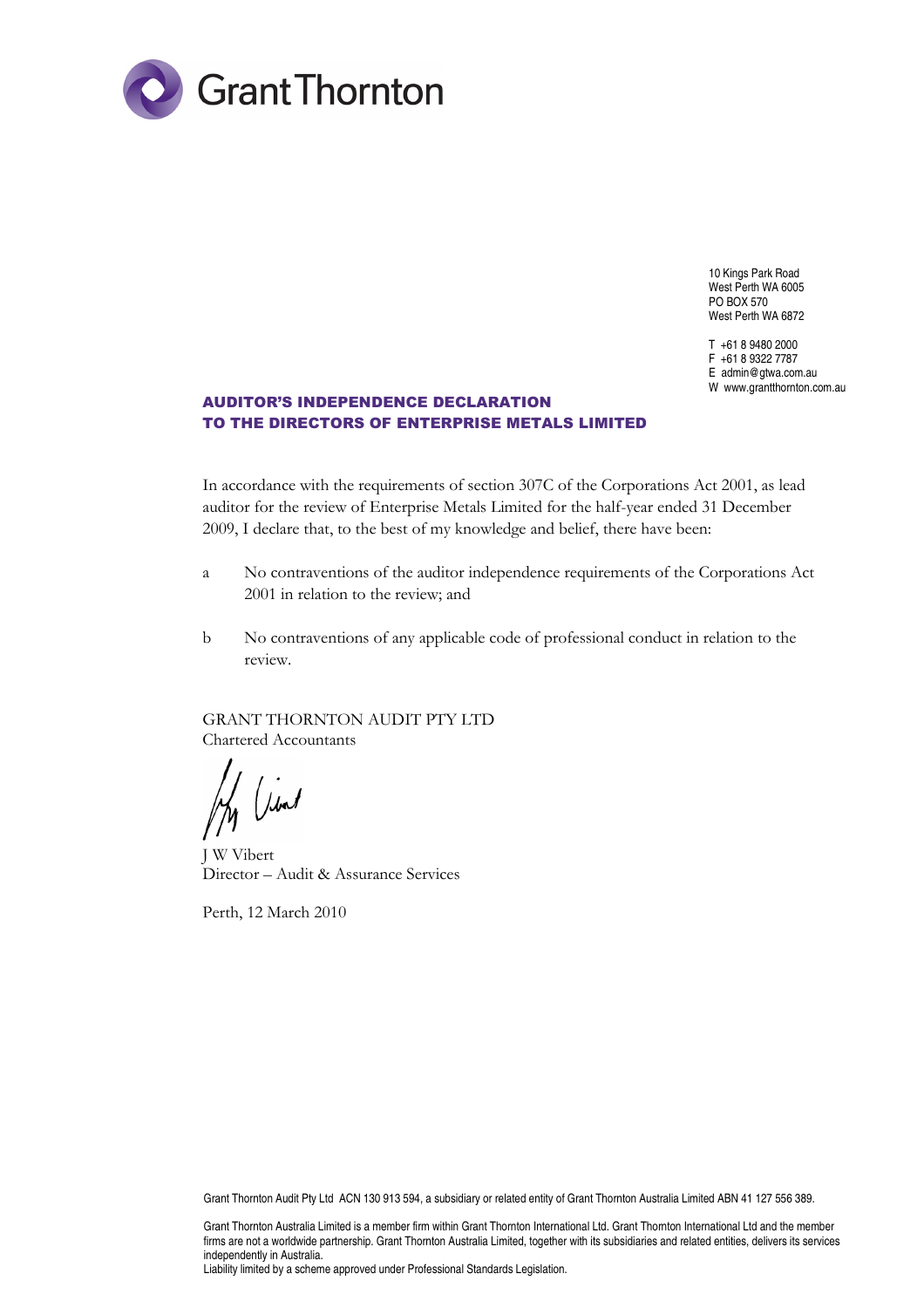Grant Thornton

10 Kings Park Road
West Perth WA 6005
PO BOX 570
West Perth WA 6872

T +61 8 9480 2000
F +61 8 9322 7787
E admin@gtwa.com.au
W www.grantthornton.com.au

## AUDITOR'S INDEPENDENCE DECLARATION
## TO THE DIRECTORS OF ENTERPRISE METALS LIMITED

In accordance with the requirements of section 307C of the Corporations Act 2001, as lead auditor for the review of Enterprise Metals Limited for the half-year ended 31 December 2009, I declare that, to the best of my knowledge and belief, there have been:

a No contraventions of the auditor independence requirements of the Corporations Act 2001 in relation to the review; and

b No contraventions of any applicable code of professional conduct in relation to the review.

GRANT THORNTON AUDIT PTY LTD
Chartered Accountants

J W Vibert
Director – Audit & Assurance Services

Perth, 12 March 2010

Grant Thornton Audit Pty Ltd ACN 130 913 594, a subsidiary or related entity of Grant Thornton Australia Limited ABN 41 127 556 389.

Grant Thornton Australia Limited is a member firm within Grant Thornton International Ltd. Grant Thornton International Ltd and the member firms are not a worldwide partnership. Grant Thornton Australia Limited, together with its subsidiaries and related entities, delivers its services independently in Australia.
Liability limited by a scheme approved under Professional Standards Legislation.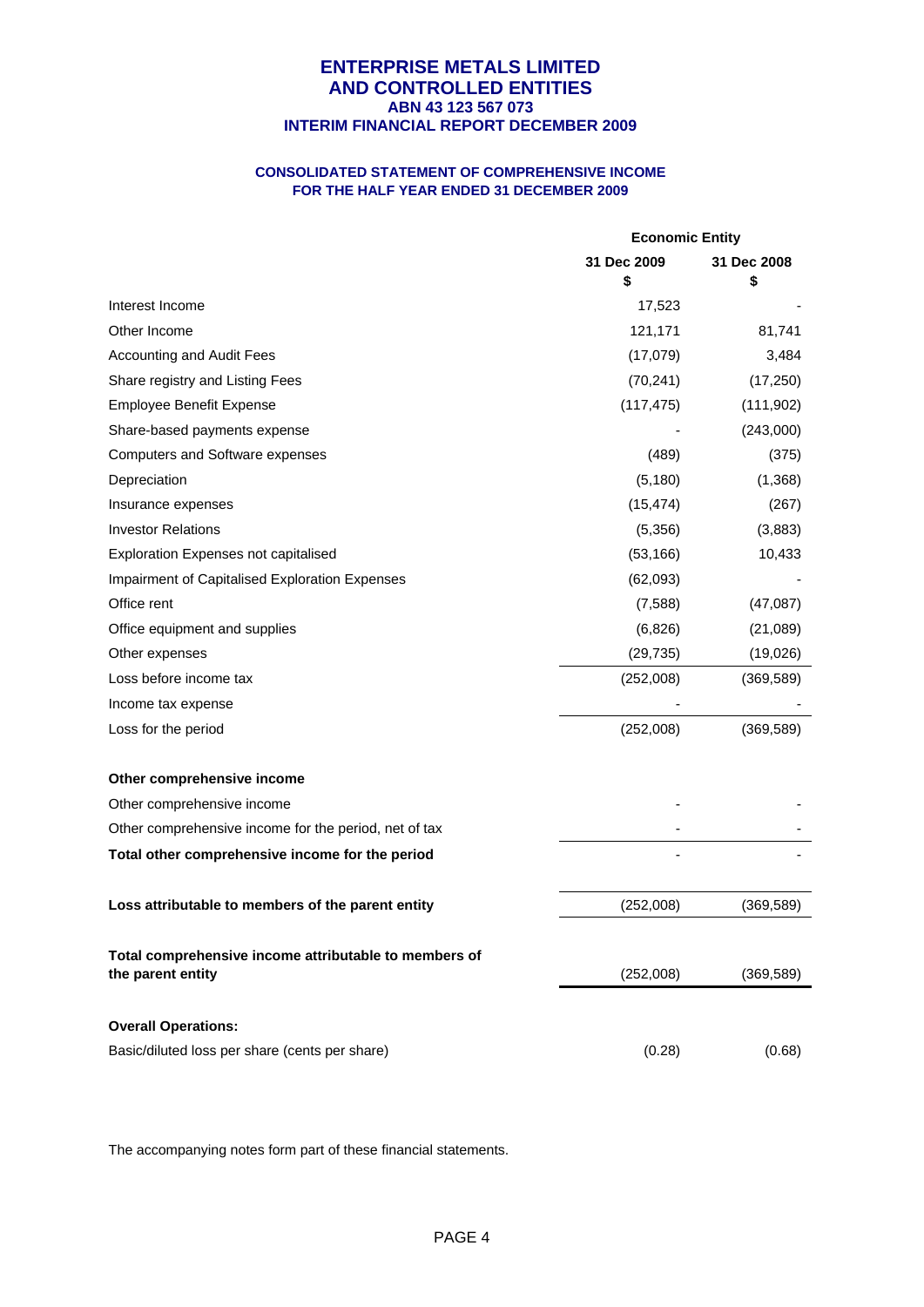# ENTERPRISE METALS LIMITED
# AND CONTROLLED ENTITIES
### ABN 43 123 567 073
### INTERIM FINANCIAL REPORT DECEMBER 2009

#### CONSOLIDATED STATEMENT OF COMPREHENSIVE INCOME
#### FOR THE HALF YEAR ENDED 31 DECEMBER 2009

| | Economic Entity | |
|---|---|---|
| | 31 Dec 2009<br>$ | 31 Dec 2008<br>$ |
| Interest Income | 17,523 | - |
| Other Income | 121,171 | 81,741 |
| Accounting and Audit Fees | (17,079) | 3,484 |
| Share registry and Listing Fees | (70,241) | (17,250) |
| Employee Benefit Expense | (117,475) | (111,902) |
| Share-based payments expense | - | (243,000) |
| Computers and Software expenses | (489) | (375) |
| Depreciation | (5,180) | (1,368) |
| Insurance expenses | (15,474) | (267) |
| Investor Relations | (5,356) | (3,883) |
| Exploration Expenses not capitalised | (53,166) | 10,433 |
| Impairment of Capitalised Exploration Expenses | (62,093) | - |
| Office rent | (7,588) | (47,087) |
| Office equipment and supplies | (6,826) | (21,089) |
| Other expenses | (29,735) | (19,026) |
| Loss before income tax | (252,008) | (369,589) |
| Income tax expense | - | - |
| Loss for the period | (252,008) | (369,589) |
| | | |
| **Other comprehensive income** | | |
| Other comprehensive income | - | - |
| Other comprehensive income for the period, net of tax | - | - |
| **Total other comprehensive income for the period** | - | - |
| | | |
| **Loss attributable to members of the parent entity** | (252,008) | (369,589) |
| | | |
| **Total comprehensive income attributable to members of the parent entity** | (252,008) | (369,589) |
| | | |
| **Overall Operations:** | | |
| Basic/diluted loss per share (cents per share) | (0.28) | (0.68) |

The accompanying notes form part of these financial statements.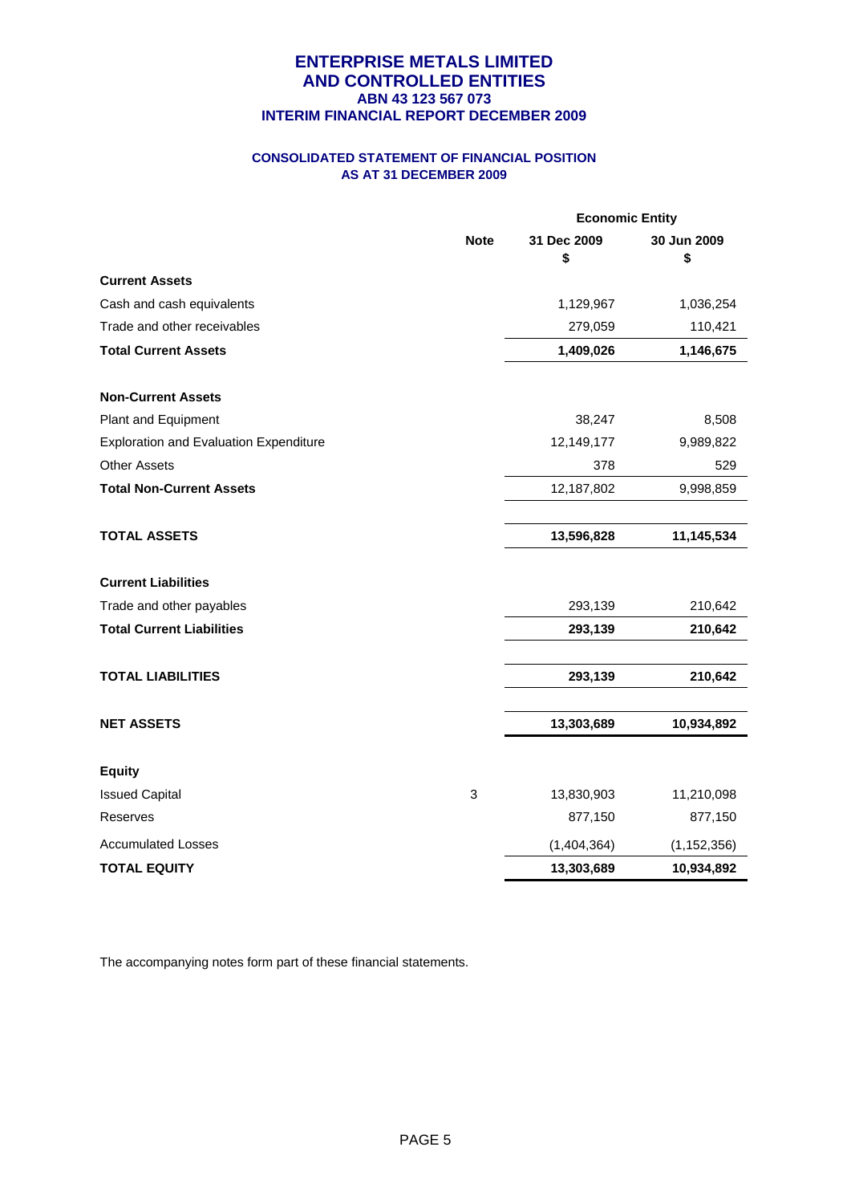# ENTERPRISE METALS LIMITED
# AND CONTROLLED ENTITIES
### ABN 43 123 567 073
### INTERIM FINANCIAL REPORT DECEMBER 2009

## CONSOLIDATED STATEMENT OF FINANCIAL POSITION
## AS AT 31 DECEMBER 2009

| | Note | Economic Entity | |
|---|---|---|---|
| | | 31 Dec 2009 $ | 30 Jun 2009 $ |
| **Current Assets** | | | |
| Cash and cash equivalents | | 1,129,967 | 1,036,254 |
| Trade and other receivables | | 279,059 | 110,421 |
| **Total Current Assets** | | **1,409,026** | **1,146,675** |
| **Non-Current Assets** | | | |
| Plant and Equipment | | 38,247 | 8,508 |
| Exploration and Evaluation Expenditure | | 12,149,177 | 9,989,822 |
| Other Assets | | 378 | 529 |
| **Total Non-Current Assets** | | 12,187,802 | 9,998,859 |
| **TOTAL ASSETS** | | **13,596,828** | **11,145,534** |
| **Current Liabilities** | | | |
| Trade and other payables | | 293,139 | 210,642 |
| **Total Current Liabilities** | | **293,139** | **210,642** |
| **TOTAL LIABILITIES** | | **293,139** | **210,642** |
| **NET ASSETS** | | **13,303,689** | **10,934,892** |
| **Equity** | | | |
| Issued Capital | 3 | 13,830,903 | 11,210,098 |
| Reserves | | 877,150 | 877,150 |
| Accumulated Losses | | (1,404,364) | (1,152,356) |
| **TOTAL EQUITY** | | **13,303,689** | **10,934,892** |

The accompanying notes form part of these financial statements.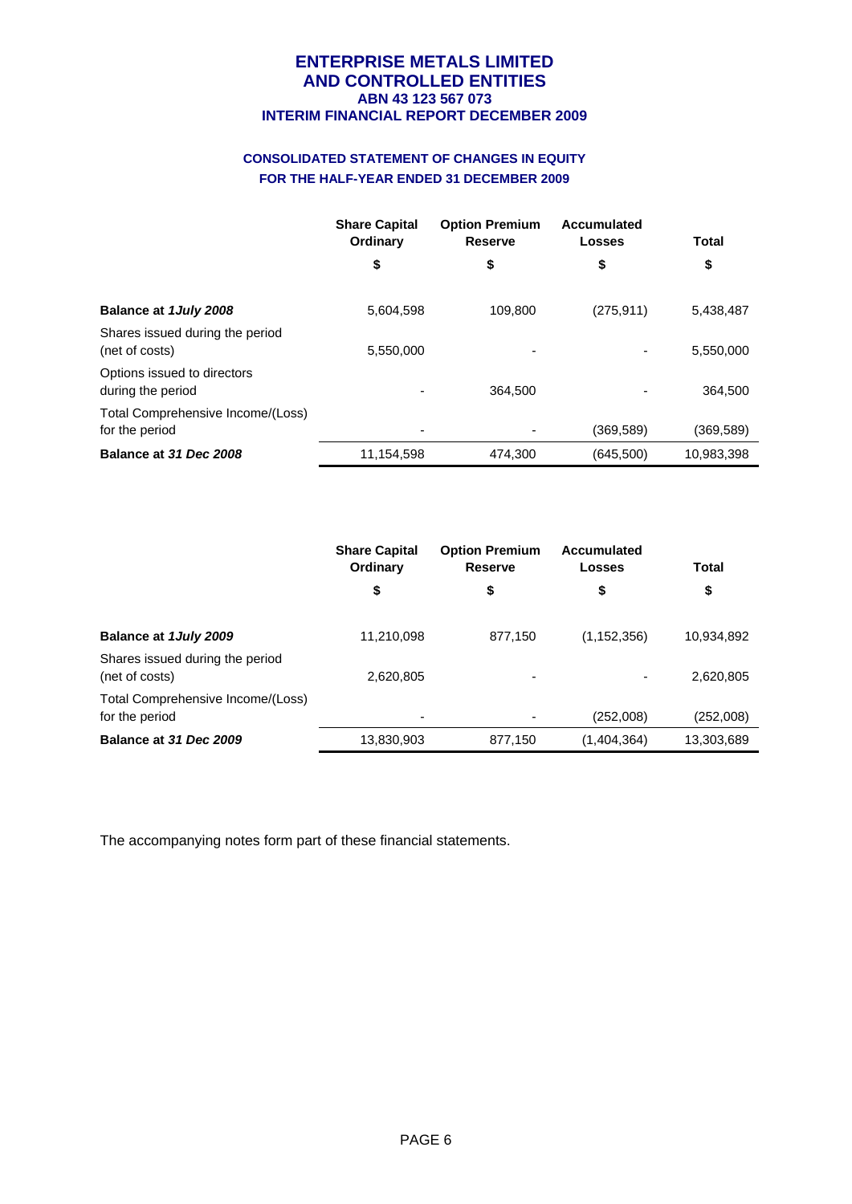# ENTERPRISE METALS LIMITED
# AND CONTROLLED ENTITIES
### ABN 43 123 567 073
### INTERIM FINANCIAL REPORT DECEMBER 2009

## CONSOLIDATED STATEMENT OF CHANGES IN EQUITY
## FOR THE HALF-YEAR ENDED 31 DECEMBER 2009

| | Share Capital Ordinary | Option Premium Reserve | Accumulated Losses | Total |
|---|---|---|---|---|
| | $ | $ | $ | $ |
| **Balance at *1July 2008*** | 5,604,598 | 109,800 | (275,911) | 5,438,487 |
| Shares issued during the period (net of costs) | 5,550,000 | - | - | 5,550,000 |
| Options issued to directors during the period | - | 364,500 | - | 364,500 |
| Total Comprehensive Income/(Loss) for the period | - | - | (369,589) | (369,589) |
| **Balance at *31 Dec 2008*** | 11,154,598 | 474,300 | (645,500) | 10,983,398 |

| | Share Capital Ordinary | Option Premium Reserve | Accumulated Losses | Total |
|---|---|---|---|---|
| | $ | $ | $ | $ |
| **Balance at *1July 2009*** | 11,210,098 | 877,150 | (1,152,356) | 10,934,892 |
| Shares issued during the period (net of costs) | 2,620,805 | - | - | 2,620,805 |
| Total Comprehensive Income/(Loss) for the period | - | - | (252,008) | (252,008) |
| **Balance at *31 Dec 2009*** | 13,830,903 | 877,150 | (1,404,364) | 13,303,689 |

The accompanying notes form part of these financial statements.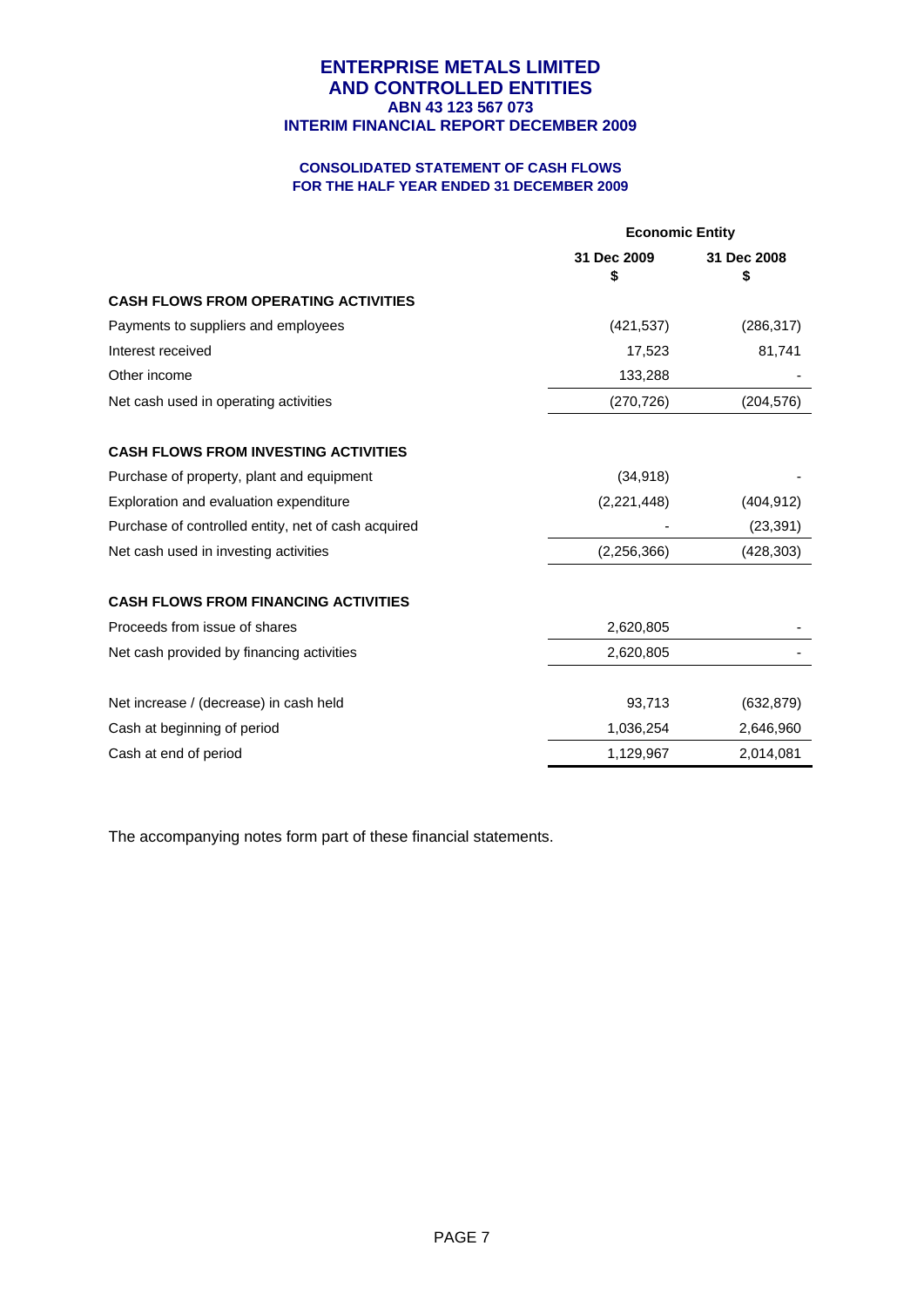# ENTERPRISE METALS LIMITED
# AND CONTROLLED ENTITIES
### ABN 43 123 567 073
### INTERIM FINANCIAL REPORT DECEMBER 2009

### CONSOLIDATED STATEMENT OF CASH FLOWS
### FOR THE HALF YEAR ENDED 31 DECEMBER 2009

| | Economic Entity | |
|---|---|---|
| | 31 Dec 2009 $ | 31 Dec 2008 $ |
| **CASH FLOWS FROM OPERATING ACTIVITIES** | | |
| Payments to suppliers and employees | (421,537) | (286,317) |
| Interest received | 17,523 | 81,741 |
| Other income | 133,288 | - |
| Net cash used in operating activities | (270,726) | (204,576) |
| | | |
| **CASH FLOWS FROM INVESTING ACTIVITIES** | | |
| Purchase of property, plant and equipment | (34,918) | - |
| Exploration and evaluation expenditure | (2,221,448) | (404,912) |
| Purchase of controlled entity, net of cash acquired | - | (23,391) |
| Net cash used in investing activities | (2,256,366) | (428,303) |
| | | |
| **CASH FLOWS FROM FINANCING ACTIVITIES** | | |
| Proceeds from issue of shares | 2,620,805 | - |
| Net cash provided by financing activities | 2,620,805 | - |
| | | |
| Net increase / (decrease) in cash held | 93,713 | (632,879) |
| Cash at beginning of period | 1,036,254 | 2,646,960 |
| Cash at end of period | 1,129,967 | 2,014,081 |

The accompanying notes form part of these financial statements.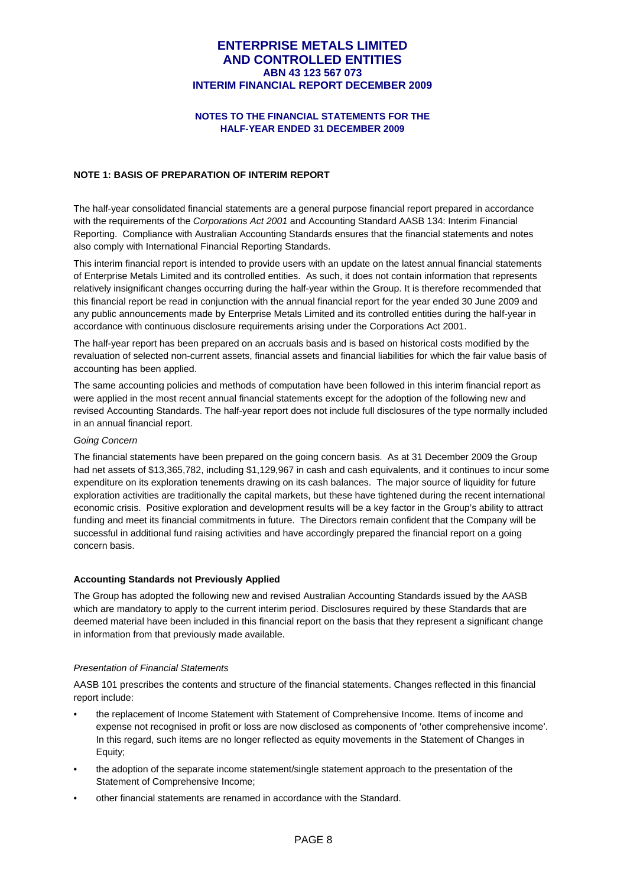# ENTERPRISE METALS LIMITED AND CONTROLLED ENTITIES
## ABN 43 123 567 073
## INTERIM FINANCIAL REPORT DECEMBER 2009

### NOTES TO THE FINANCIAL STATEMENTS FOR THE HALF-YEAR ENDED 31 DECEMBER 2009

**NOTE 1: BASIS OF PREPARATION OF INTERIM REPORT**

The half-year consolidated financial statements are a general purpose financial report prepared in accordance with the requirements of the *Corporations Act 2001* and Accounting Standard AASB 134: Interim Financial Reporting. Compliance with Australian Accounting Standards ensures that the financial statements and notes also comply with International Financial Reporting Standards.

This interim financial report is intended to provide users with an update on the latest annual financial statements of Enterprise Metals Limited and its controlled entities. As such, it does not contain information that represents relatively insignificant changes occurring during the half-year within the Group. It is therefore recommended that this financial report be read in conjunction with the annual financial report for the year ended 30 June 2009 and any public announcements made by Enterprise Metals Limited and its controlled entities during the half-year in accordance with continuous disclosure requirements arising under the Corporations Act 2001.

The half-year report has been prepared on an accruals basis and is based on historical costs modified by the revaluation of selected non-current assets, financial assets and financial liabilities for which the fair value basis of accounting has been applied.

The same accounting policies and methods of computation have been followed in this interim financial report as were applied in the most recent annual financial statements except for the adoption of the following new and revised Accounting Standards. The half-year report does not include full disclosures of the type normally included in an annual financial report.

*Going Concern*

The financial statements have been prepared on the going concern basis. As at 31 December 2009 the Group had net assets of $13,365,782, including $1,129,967 in cash and cash equivalents, and it continues to incur some expenditure on its exploration tenements drawing on its cash balances. The major source of liquidity for future exploration activities are traditionally the capital markets, but these have tightened during the recent international economic crisis. Positive exploration and development results will be a key factor in the Group's ability to attract funding and meet its financial commitments in future. The Directors remain confident that the Company will be successful in additional fund raising activities and have accordingly prepared the financial report on a going concern basis.

**Accounting Standards not Previously Applied**

The Group has adopted the following new and revised Australian Accounting Standards issued by the AASB which are mandatory to apply to the current interim period. Disclosures required by these Standards that are deemed material have been included in this financial report on the basis that they represent a significant change in information from that previously made available.

*Presentation of Financial Statements*

AASB 101 prescribes the contents and structure of the financial statements. Changes reflected in this financial report include:

- the replacement of Income Statement with Statement of Comprehensive Income. Items of income and expense not recognised in profit or loss are now disclosed as components of 'other comprehensive income'. In this regard, such items are no longer reflected as equity movements in the Statement of Changes in Equity;
- the adoption of the separate income statement/single statement approach to the presentation of the Statement of Comprehensive Income;
- other financial statements are renamed in accordance with the Standard.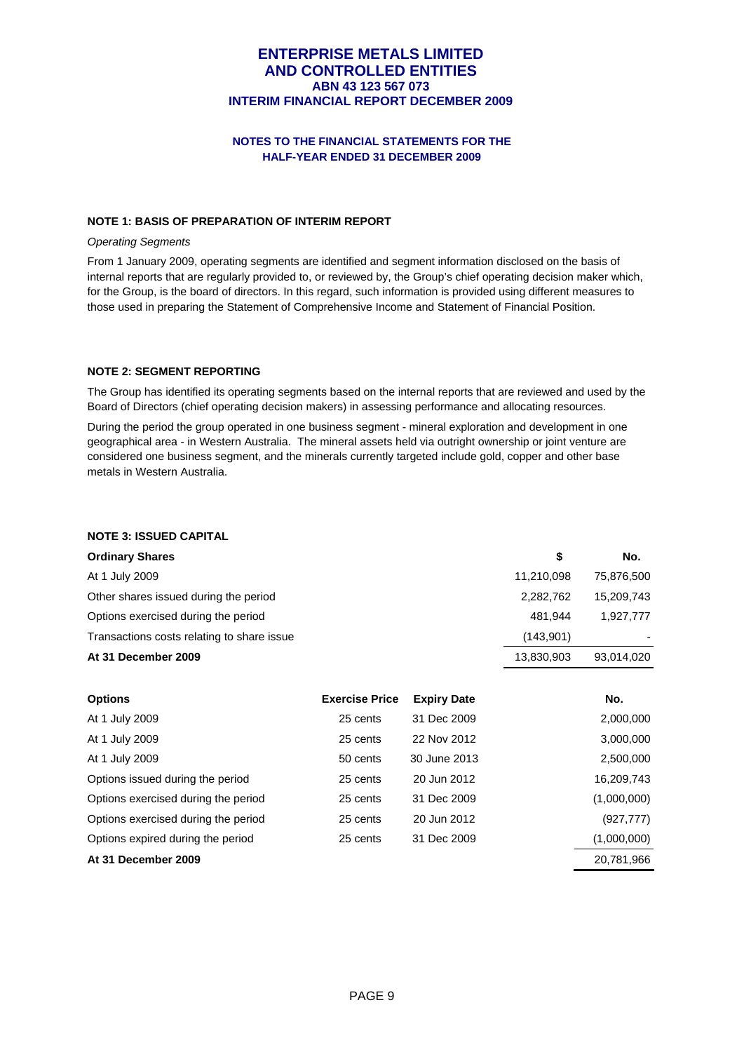# ENTERPRISE METALS LIMITED
# AND CONTROLLED ENTITIES
## ABN 43 123 567 073
## INTERIM FINANCIAL REPORT DECEMBER 2009

### NOTES TO THE FINANCIAL STATEMENTS FOR THE HALF-YEAR ENDED 31 DECEMBER 2009

#### NOTE 1: BASIS OF PREPARATION OF INTERIM REPORT

*Operating Segments*

From 1 January 2009, operating segments are identified and segment information disclosed on the basis of internal reports that are regularly provided to, or reviewed by, the Group's chief operating decision maker which, for the Group, is the board of directors. In this regard, such information is provided using different measures to those used in preparing the Statement of Comprehensive Income and Statement of Financial Position.

#### NOTE 2: SEGMENT REPORTING

The Group has identified its operating segments based on the internal reports that are reviewed and used by the Board of Directors (chief operating decision makers) in assessing performance and allocating resources.

During the period the group operated in one business segment - mineral exploration and development in one geographical area - in Western Australia. The mineral assets held via outright ownership or joint venture are considered one business segment, and the minerals currently targeted include gold, copper and other base metals in Western Australia.

#### NOTE 3: ISSUED CAPITAL

| **Ordinary Shares** | **$** | **No.** |
|---|---|---|
| At 1 July 2009 | 11,210,098 | 75,876,500 |
| Other shares issued during the period | 2,282,762 | 15,209,743 |
| Options exercised during the period | 481,944 | 1,927,777 |
| Transactions costs relating to share issue | (143,901) | - |
| **At 31 December 2009** | 13,830,903 | 93,014,020 |

| **Options** | **Exercise Price** | **Expiry Date** | **No.** |
|---|---|---|---|
| At 1 July 2009 | 25 cents | 31 Dec 2009 | 2,000,000 |
| At 1 July 2009 | 25 cents | 22 Nov 2012 | 3,000,000 |
| At 1 July 2009 | 50 cents | 30 June 2013 | 2,500,000 |
| Options issued during the period | 25 cents | 20 Jun 2012 | 16,209,743 |
| Options exercised during the period | 25 cents | 31 Dec 2009 | (1,000,000) |
| Options exercised during the period | 25 cents | 20 Jun 2012 | (927,777) |
| Options expired during the period | 25 cents | 31 Dec 2009 | (1,000,000) |
| **At 31 December 2009** | | | 20,781,966 |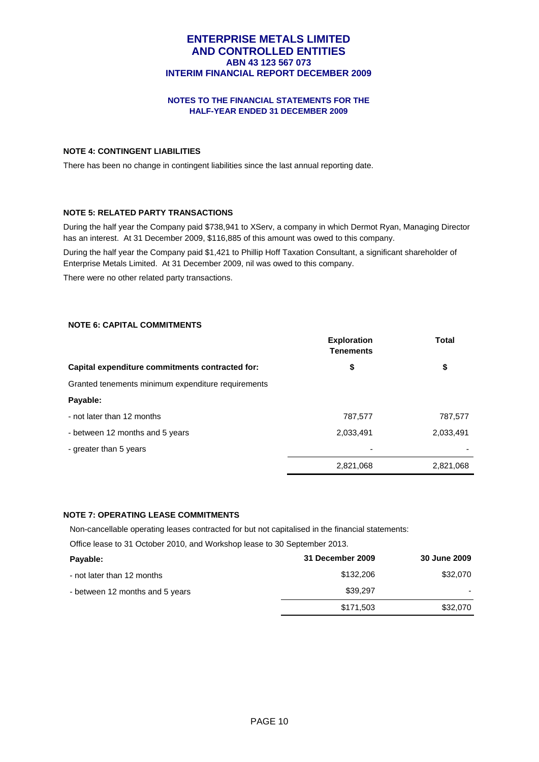## NOTE 4: CONTINGENT LIABILITIES

There has been no change in contingent liabilities since the last annual reporting date.

## NOTE 5: RELATED PARTY TRANSACTIONS

During the half year the Company paid $738,941 to XServ, a company in which Dermot Ryan, Managing Director has an interest. At 31 December 2009, $116,885 of this amount was owed to this company.

During the half year the Company paid $1,421 to Phillip Hoff Taxation Consultant, a significant shareholder of Enterprise Metals Limited. At 31 December 2009, nil was owed to this company.

There were no other related party transactions.

## NOTE 6: CAPITAL COMMITMENTS

| | Exploration Tenements | Total |
|---|---|---|
| **Capital expenditure commitments contracted for:** | **$** | **$** |
| Granted tenements minimum expenditure requirements | | |
| **Payable:** | | |
| - not later than 12 months | 787,577 | 787,577 |
| - between 12 months and 5 years | 2,033,491 | 2,033,491 |
| - greater than 5 years | - | - |
| | 2,821,068 | 2,821,068 |

## NOTE 7: OPERATING LEASE COMMITMENTS

Non-cancellable operating leases contracted for but not capitalised in the financial statements:

Office lease to 31 October 2010, and Workshop lease to 30 September 2013.

| Payable: | 31 December 2009 | 30 June 2009 |
|---|---|---|
| - not later than 12 months | $132,206 | $32,070 |
| - between 12 months and 5 years | $39,297 | - |
| | $171,503 | $32,070 |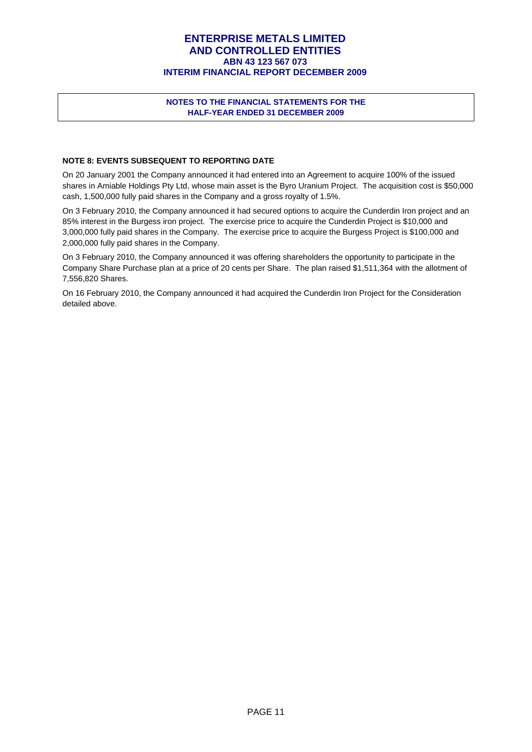## NOTE 8: EVENTS SUBSEQUENT TO REPORTING DATE

On 20 January 2001 the Company announced it had entered into an Agreement to acquire 100% of the issued shares in Amiable Holdings Pty Ltd, whose main asset is the Byro Uranium Project. The acquisition cost is $50,000 cash, 1,500,000 fully paid shares in the Company and a gross royalty of 1.5%.

On 3 February 2010, the Company announced it had secured options to acquire the Cunderdin Iron project and an 85% interest in the Burgess iron project. The exercise price to acquire the Cunderdin Project is $10,000 and 3,000,000 fully paid shares in the Company. The exercise price to acquire the Burgess Project is $100,000 and 2,000,000 fully paid shares in the Company.

On 3 February 2010, the Company announced it was offering shareholders the opportunity to participate in the Company Share Purchase plan at a price of 20 cents per Share. The plan raised $1,511,364 with the allotment of 7,556,820 Shares.

On 16 February 2010, the Company announced it had acquired the Cunderdin Iron Project for the Consideration detailed above.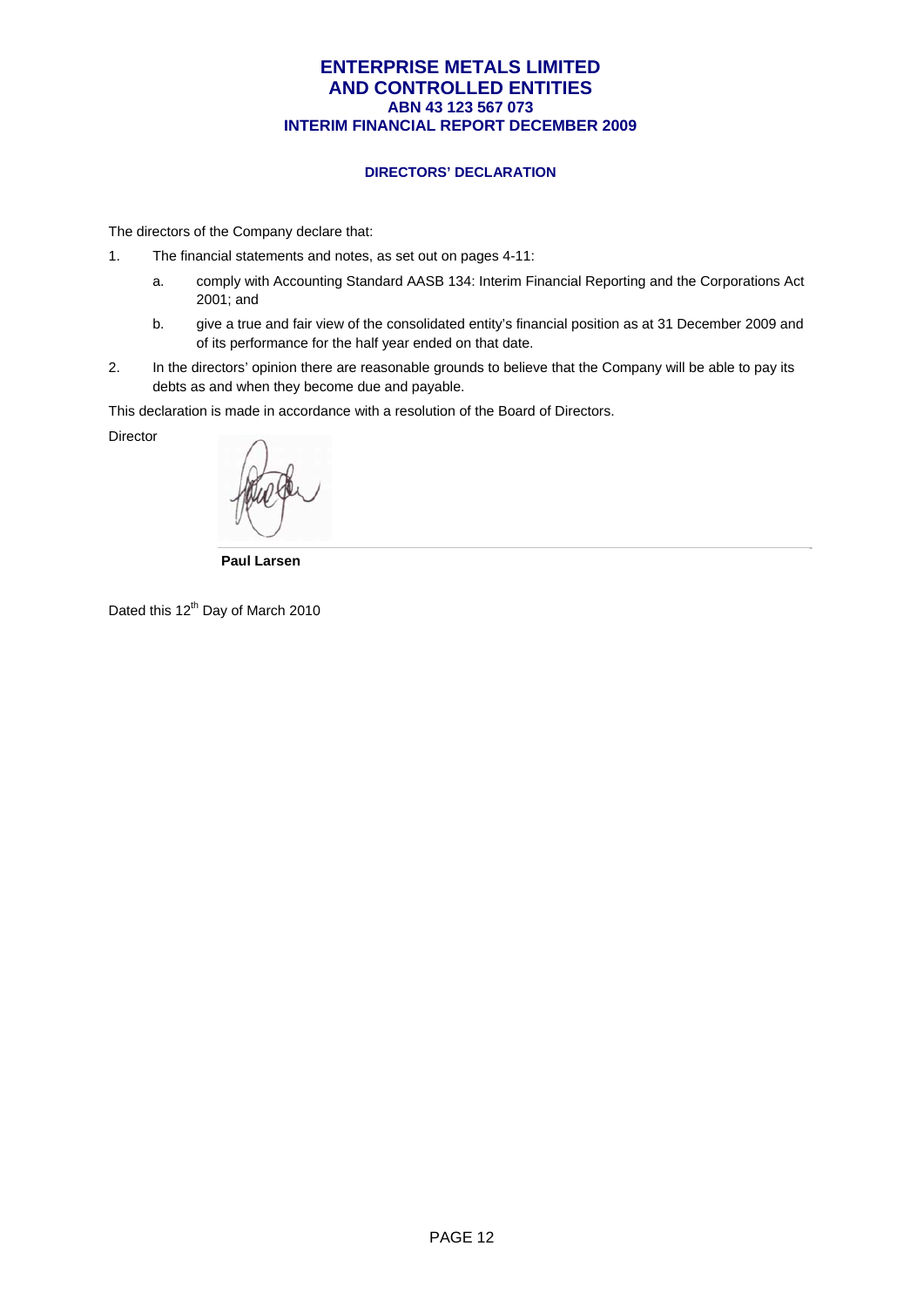# ENTERPRISE METALS LIMITED
# AND CONTROLLED ENTITIES
### ABN 43 123 567 073
### INTERIM FINANCIAL REPORT DECEMBER 2009

#### DIRECTORS' DECLARATION

The directors of the Company declare that:

1. The financial statements and notes, as set out on pages 4-11:
   a. comply with Accounting Standard AASB 134: Interim Financial Reporting and the Corporations Act 2001; and
   b. give a true and fair view of the consolidated entity's financial position as at 31 December 2009 and of its performance for the half year ended on that date.
2. In the directors' opinion there are reasonable grounds to believe that the Company will be able to pay its debts as and when they become due and payable.

This declaration is made in accordance with a resolution of the Board of Directors.

Director

**Paul Larsen**

Dated this 12th Day of March 2010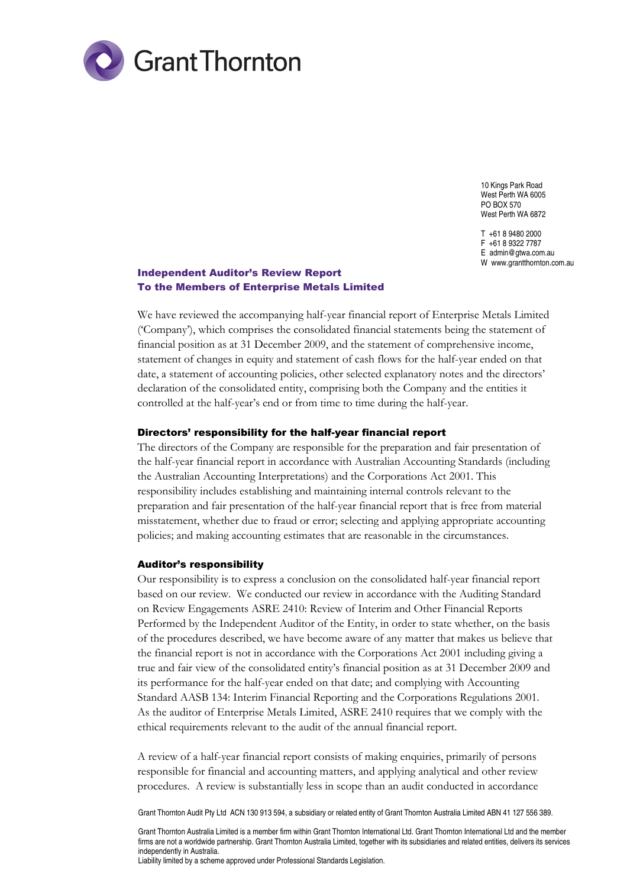Grant Thornton

10 Kings Park Road
West Perth WA 6005
PO BOX 570
West Perth WA 6872

T +61 8 9480 2000
F +61 8 9322 7787
E admin@gtwa.com.au
W www.grantthornton.com.au

## Independent Auditor's Review Report
## To the Members of Enterprise Metals Limited

We have reviewed the accompanying half-year financial report of Enterprise Metals Limited ('Company'), which comprises the consolidated financial statements being the statement of financial position as at 31 December 2009, and the statement of comprehensive income, statement of changes in equity and statement of cash flows for the half-year ended on that date, a statement of accounting policies, other selected explanatory notes and the directors' declaration of the consolidated entity, comprising both the Company and the entities it controlled at the half-year's end or from time to time during the half-year.

### Directors' responsibility for the half-year financial report

The directors of the Company are responsible for the preparation and fair presentation of the half-year financial report in accordance with Australian Accounting Standards (including the Australian Accounting Interpretations) and the Corporations Act 2001. This responsibility includes establishing and maintaining internal controls relevant to the preparation and fair presentation of the half-year financial report that is free from material misstatement, whether due to fraud or error; selecting and applying appropriate accounting policies; and making accounting estimates that are reasonable in the circumstances.

### Auditor's responsibility

Our responsibility is to express a conclusion on the consolidated half-year financial report based on our review. We conducted our review in accordance with the Auditing Standard on Review Engagements ASRE 2410: Review of Interim and Other Financial Reports Performed by the Independent Auditor of the Entity, in order to state whether, on the basis of the procedures described, we have become aware of any matter that makes us believe that the financial report is not in accordance with the Corporations Act 2001 including giving a true and fair view of the consolidated entity's financial position as at 31 December 2009 and its performance for the half-year ended on that date; and complying with Accounting Standard AASB 134: Interim Financial Reporting and the Corporations Regulations 2001. As the auditor of Enterprise Metals Limited, ASRE 2410 requires that we comply with the ethical requirements relevant to the audit of the annual financial report.

A review of a half-year financial report consists of making enquiries, primarily of persons responsible for financial and accounting matters, and applying analytical and other review procedures. A review is substantially less in scope than an audit conducted in accordance

Grant Thornton Audit Pty Ltd ACN 130 913 594, a subsidiary or related entity of Grant Thornton Australia Limited ABN 41 127 556 389.

Grant Thornton Australia Limited is a member firm within Grant Thornton International Ltd. Grant Thornton International Ltd and the member firms are not a worldwide partnership. Grant Thornton Australia Limited, together with its subsidiaries and related entities, delivers its services independently in Australia.
Liability limited by a scheme approved under Professional Standards Legislation.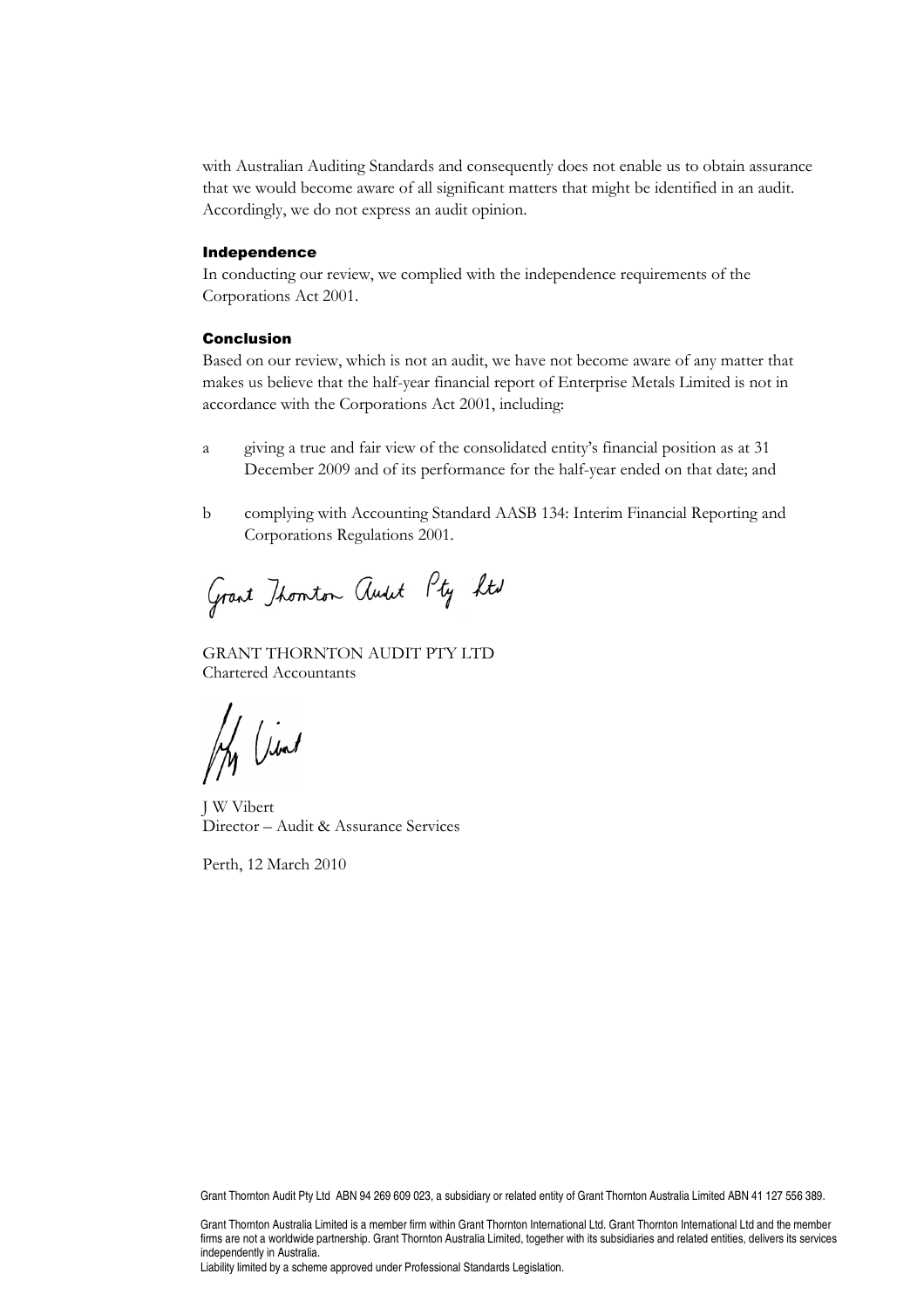with Australian Auditing Standards and consequently does not enable us to obtain assurance that we would become aware of all significant matters that might be identified in an audit. Accordingly, we do not express an audit opinion.

### Independence

In conducting our review, we complied with the independence requirements of the Corporations Act 2001.

### Conclusion

Based on our review, which is not an audit, we have not become aware of any matter that makes us believe that the half-year financial report of Enterprise Metals Limited is not in accordance with the Corporations Act 2001, including:

a giving a true and fair view of the consolidated entity's financial position as at 31 December 2009 and of its performance for the half-year ended on that date; and

b complying with Accounting Standard AASB 134: Interim Financial Reporting and Corporations Regulations 2001.

Grant Thornton Audit Pty Ltd

GRANT THORNTON AUDIT PTY LTD
Chartered Accountants

J W Vibert
Director – Audit & Assurance Services

Perth, 12 March 2010

Grant Thornton Audit Pty Ltd ABN 94 269 609 023, a subsidiary or related entity of Grant Thornton Australia Limited ABN 41 127 556 389.

Grant Thornton Australia Limited is a member firm within Grant Thornton International Ltd. Grant Thornton International Ltd and the member firms are not a worldwide partnership. Grant Thornton Australia Limited, together with its subsidiaries and related entities, delivers its services independently in Australia.
Liability limited by a scheme approved under Professional Standards Legislation.